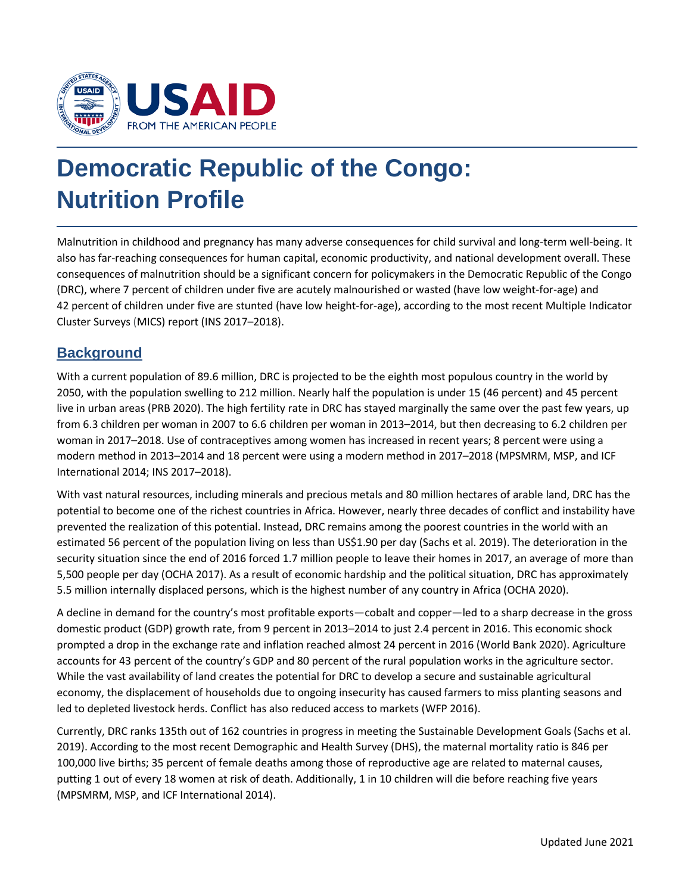# Democratic Republic of the Congo: Nutrition Profile

Malnutrition in childhood and pregnancy has many adverse consequences for child survival and long-term well-being. It also has far-reaching consequences for human capital, economic productivity, and national development overall. These consequences of malnutrition should be a significant concern for policymakers in the Democratic Republic of the Congo (DRC), where 7 percent of children under five are acutely malnourished or wasted (have low weight-for-age) and 42 percent of children under five are stunted (have low height-for-age), according to the most recent Multiple Indicator Cluster Surveys (MICS) report (INS 2017–2018).

## Background

With a current population of 89.6 million, DRC is projected to be the eighth most populous country in the world by 2050, with the population swelling to 212 million. Nearly half the population is under 15 (46 percent) and 45 percent live in urban areas (PRB 2020). The high fertility rate in DRC has stayed marginally the same over the past few years, up from 6.3 children per woman in 2007 to 6.6 children per woman in 2013–2014, but then decreasing to 6.2 children per woman in 2017–2018. Use of contraceptives among women has increased in recent years; 8 percent were using a modern method in 2013–2014 and 18 percent were using a modern method in 2017–2018 (MPSMRM, MSP, and ICF International 2014; INS 2017–2018).

With vast natural resources, including minerals and precious metals and 80 million hectares of arable land, DRC has the potential to become one of the richest countries in Africa. However, nearly three decades of conflict and instability have prevented the realization of this potential. Instead, DRC remains among the poorest countries in the world with an estimated 56 percent of the population living on less than US$1.90 per day (Sachs et al. 2019). The deterioration in the security situation since the end of 2016 forced 1.7 million people to leave their homes in 2017, an average of more than 5,500 people per day (OCHA 2017). As a result of economic hardship and the political situation, DRC has approximately 5.5 million internally displaced persons, which is the highest number of any country in Africa (OCHA 2020).

A decline in demand for the country's most profitable exports—cobalt and copper—led to a sharp decrease in the gross domestic product (GDP) growth rate, from 9 percent in 2013–2014 to just 2.4 percent in 2016. This economic shock prompted a drop in the exchange rate and inflation reached almost 24 percent in 2016 (World Bank 2020). Agriculture accounts for 43 percent of the country's GDP and 80 percent of the rural population works in the agriculture sector. While the vast availability of land creates the potential for DRC to develop a secure and sustainable agricultural economy, the displacement of households due to ongoing insecurity has caused farmers to miss planting seasons and led to depleted livestock herds. Conflict has also reduced access to markets (WFP 2016).

Currently, DRC ranks 135th out of 162 countries in progress in meeting the Sustainable Development Goals (Sachs et al. 2019). According to the most recent Demographic and Health Survey (DHS), the maternal mortality ratio is 846 per 100,000 live births; 35 percent of female deaths among those of reproductive age are related to maternal causes, putting 1 out of every 18 women at risk of death. Additionally, 1 in 10 children will die before reaching five years (MPSMRM, MSP, and ICF International 2014).

Updated June 2021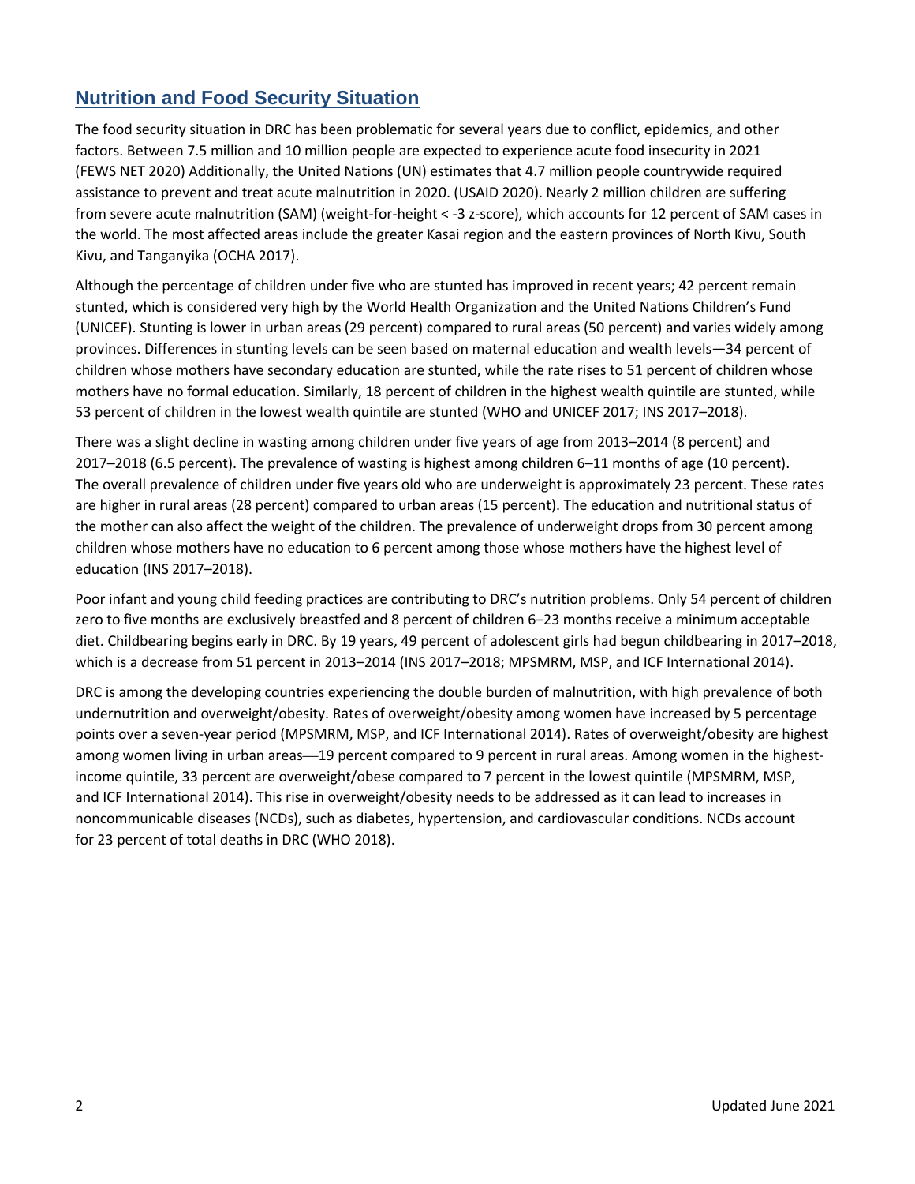## Nutrition and Food Security Situation

The food security situation in DRC has been problematic for several years due to conflict, epidemics, and other factors. Between 7.5 million and 10 million people are expected to experience acute food insecurity in 2021 (FEWS NET 2020) Additionally, the United Nations (UN) estimates that 4.7 million people countrywide required assistance to prevent and treat acute malnutrition in 2020. (USAID 2020). Nearly 2 million children are suffering from severe acute malnutrition (SAM) (weight-for-height < -3 z-score), which accounts for 12 percent of SAM cases in the world. The most affected areas include the greater Kasai region and the eastern provinces of North Kivu, South Kivu, and Tanganyika (OCHA 2017).

Although the percentage of children under five who are stunted has improved in recent years; 42 percent remain stunted, which is considered very high by the World Health Organization and the United Nations Children's Fund (UNICEF). Stunting is lower in urban areas (29 percent) compared to rural areas (50 percent) and varies widely among provinces. Differences in stunting levels can be seen based on maternal education and wealth levels—34 percent of children whose mothers have secondary education are stunted, while the rate rises to 51 percent of children whose mothers have no formal education. Similarly, 18 percent of children in the highest wealth quintile are stunted, while 53 percent of children in the lowest wealth quintile are stunted (WHO and UNICEF 2017; INS 2017–2018).

There was a slight decline in wasting among children under five years of age from 2013–2014 (8 percent) and 2017–2018 (6.5 percent). The prevalence of wasting is highest among children 6–11 months of age (10 percent). The overall prevalence of children under five years old who are underweight is approximately 23 percent. These rates are higher in rural areas (28 percent) compared to urban areas (15 percent). The education and nutritional status of the mother can also affect the weight of the children. The prevalence of underweight drops from 30 percent among children whose mothers have no education to 6 percent among those whose mothers have the highest level of education (INS 2017–2018).

Poor infant and young child feeding practices are contributing to DRC's nutrition problems. Only 54 percent of children zero to five months are exclusively breastfed and 8 percent of children 6–23 months receive a minimum acceptable diet. Childbearing begins early in DRC. By 19 years, 49 percent of adolescent girls had begun childbearing in 2017–2018, which is a decrease from 51 percent in 2013–2014 (INS 2017–2018; MPSMRM, MSP, and ICF International 2014).

DRC is among the developing countries experiencing the double burden of malnutrition, with high prevalence of both undernutrition and overweight/obesity. Rates of overweight/obesity among women have increased by 5 percentage points over a seven-year period (MPSMRM, MSP, and ICF International 2014). Rates of overweight/obesity are highest among women living in urban areas—19 percent compared to 9 percent in rural areas. Among women in the highest-income quintile, 33 percent are overweight/obese compared to 7 percent in the lowest quintile (MPSMRM, MSP, and ICF International 2014). This rise in overweight/obesity needs to be addressed as it can lead to increases in noncommunicable diseases (NCDs), such as diabetes, hypertension, and cardiovascular conditions. NCDs account for 23 percent of total deaths in DRC (WHO 2018).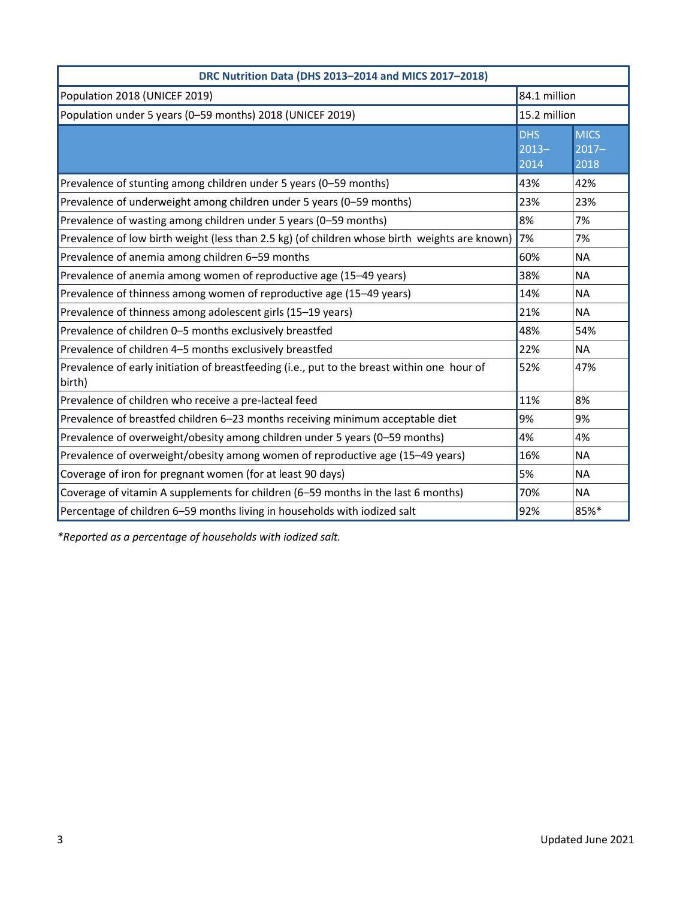| DRC Nutrition Data (DHS 2013–2014 and MICS 2017–2018) | | |
|---|---|---|
| Population 2018 (UNICEF 2019) | 84.1 million | |
| Population under 5 years (0–59 months) 2018 (UNICEF 2019) | 15.2 million | |
| | DHS 2013–2014 | MICS 2017–2018 |
| Prevalence of stunting among children under 5 years (0–59 months) | 43% | 42% |
| Prevalence of underweight among children under 5 years (0–59 months) | 23% | 23% |
| Prevalence of wasting among children under 5 years (0–59 months) | 8% | 7% |
| Prevalence of low birth weight (less than 2.5 kg) (of children whose birth weights are known) | 7% | 7% |
| Prevalence of anemia among children 6–59 months | 60% | NA |
| Prevalence of anemia among women of reproductive age (15–49 years) | 38% | NA |
| Prevalence of thinness among women of reproductive age (15–49 years) | 14% | NA |
| Prevalence of thinness among adolescent girls (15–19 years) | 21% | NA |
| Prevalence of children 0–5 months exclusively breastfed | 48% | 54% |
| Prevalence of children 4–5 months exclusively breastfed | 22% | NA |
| Prevalence of early initiation of breastfeeding (i.e., put to the breast within one hour of birth) | 52% | 47% |
| Prevalence of children who receive a pre-lacteal feed | 11% | 8% |
| Prevalence of breastfed children 6–23 months receiving minimum acceptable diet | 9% | 9% |
| Prevalence of overweight/obesity among children under 5 years (0–59 months) | 4% | 4% |
| Prevalence of overweight/obesity among women of reproductive age (15–49 years) | 16% | NA |
| Coverage of iron for pregnant women (for at least 90 days) | 5% | NA |
| Coverage of vitamin A supplements for children (6–59 months in the last 6 months) | 70% | NA |
| Percentage of children 6–59 months living in households with iodized salt | 92% | 85%* |

*\*Reported as a percentage of households with iodized salt.*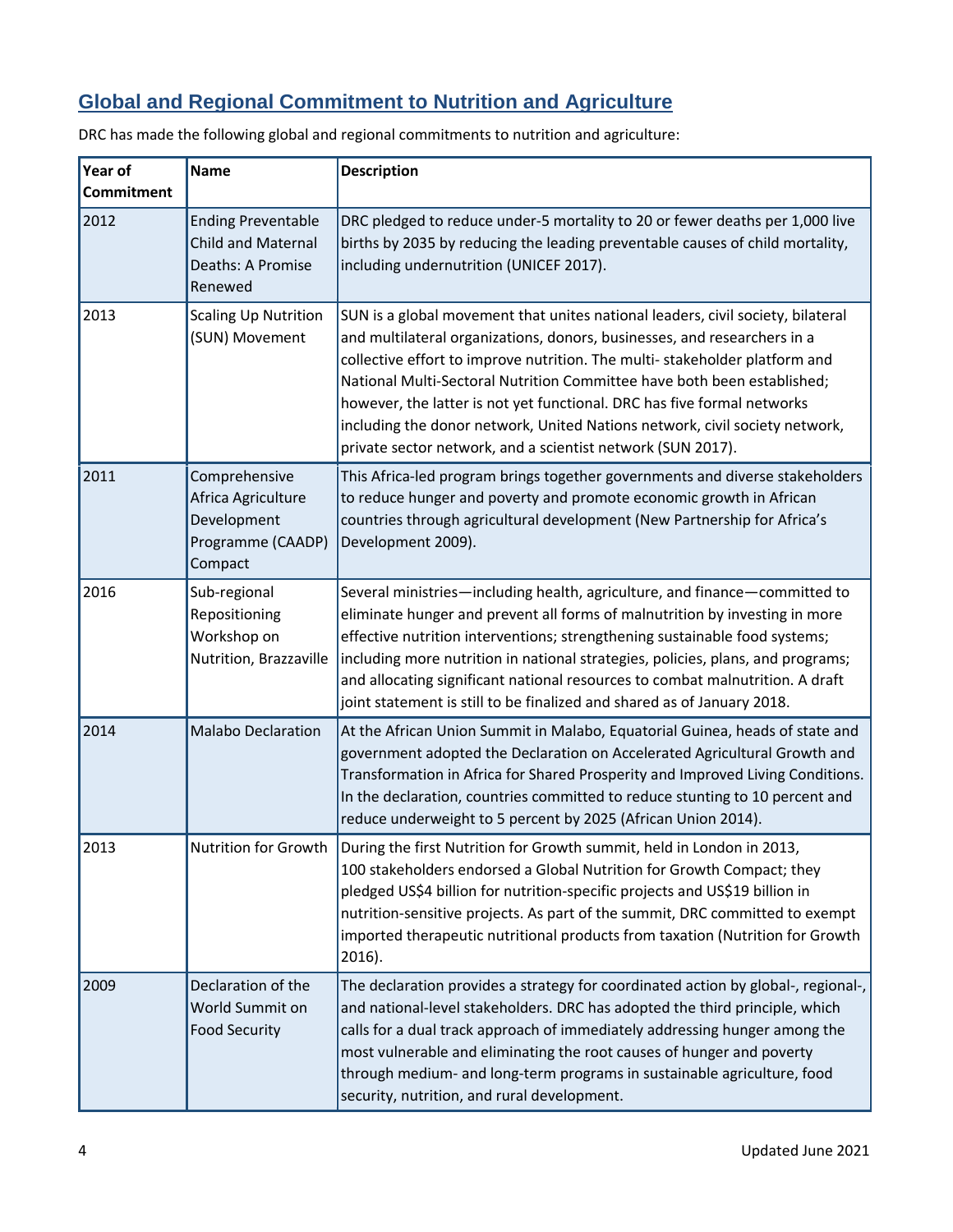## Global and Regional Commitment to Nutrition and Agriculture

DRC has made the following global and regional commitments to nutrition and agriculture:

| Year of Commitment | Name | Description |
|---|---|---|
| 2012 | Ending Preventable Child and Maternal Deaths: A Promise Renewed | DRC pledged to reduce under-5 mortality to 20 or fewer deaths per 1,000 live births by 2035 by reducing the leading preventable causes of child mortality, including undernutrition (UNICEF 2017). |
| 2013 | Scaling Up Nutrition (SUN) Movement | SUN is a global movement that unites national leaders, civil society, bilateral and multilateral organizations, donors, businesses, and researchers in a collective effort to improve nutrition. The multi- stakeholder platform and National Multi-Sectoral Nutrition Committee have both been established; however, the latter is not yet functional. DRC has five formal networks including the donor network, United Nations network, civil society network, private sector network, and a scientist network (SUN 2017). |
| 2011 | Comprehensive Africa Agriculture Development Programme (CAADP) Compact | This Africa-led program brings together governments and diverse stakeholders to reduce hunger and poverty and promote economic growth in African countries through agricultural development (New Partnership for Africa's Development 2009). |
| 2016 | Sub-regional Repositioning Workshop on Nutrition, Brazzaville | Several ministries—including health, agriculture, and finance—committed to eliminate hunger and prevent all forms of malnutrition by investing in more effective nutrition interventions; strengthening sustainable food systems; including more nutrition in national strategies, policies, plans, and programs; and allocating significant national resources to combat malnutrition. A draft joint statement is still to be finalized and shared as of January 2018. |
| 2014 | Malabo Declaration | At the African Union Summit in Malabo, Equatorial Guinea, heads of state and government adopted the Declaration on Accelerated Agricultural Growth and Transformation in Africa for Shared Prosperity and Improved Living Conditions. In the declaration, countries committed to reduce stunting to 10 percent and reduce underweight to 5 percent by 2025 (African Union 2014). |
| 2013 | Nutrition for Growth | During the first Nutrition for Growth summit, held in London in 2013, 100 stakeholders endorsed a Global Nutrition for Growth Compact; they pledged US$4 billion for nutrition-specific projects and US$19 billion in nutrition-sensitive projects. As part of the summit, DRC committed to exempt imported therapeutic nutritional products from taxation (Nutrition for Growth 2016). |
| 2009 | Declaration of the World Summit on Food Security | The declaration provides a strategy for coordinated action by global-, regional-, and national-level stakeholders. DRC has adopted the third principle, which calls for a dual track approach of immediately addressing hunger among the most vulnerable and eliminating the root causes of hunger and poverty through medium- and long-term programs in sustainable agriculture, food security, nutrition, and rural development. |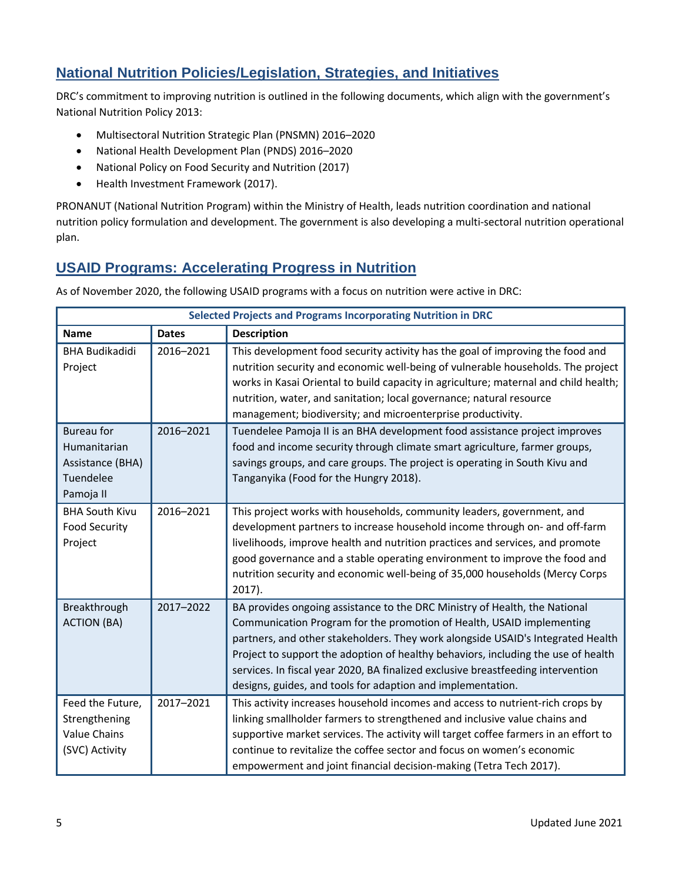## National Nutrition Policies/Legislation, Strategies, and Initiatives

DRC's commitment to improving nutrition is outlined in the following documents, which align with the government's National Nutrition Policy 2013:

- Multisectoral Nutrition Strategic Plan (PNSMN) 2016–2020
- National Health Development Plan (PNDS) 2016–2020
- National Policy on Food Security and Nutrition (2017)
- Health Investment Framework (2017).

PRONANUT (National Nutrition Program) within the Ministry of Health, leads nutrition coordination and national nutrition policy formulation and development. The government is also developing a multi-sectoral nutrition operational plan.

## USAID Programs: Accelerating Progress in Nutrition

As of November 2020, the following USAID programs with a focus on nutrition were active in DRC:

| Selected Projects and Programs Incorporating Nutrition in DRC | | |
|---|---|---|
| **Name** | **Dates** | **Description** |
| BHA Budikadidi Project | 2016–2021 | This development food security activity has the goal of improving the food and nutrition security and economic well-being of vulnerable households. The project works in Kasai Oriental to build capacity in agriculture; maternal and child health; nutrition, water, and sanitation; local governance; natural resource management; biodiversity; and microenterprise productivity. |
| Bureau for Humanitarian Assistance (BHA) Tuendelee Pamoja II | 2016–2021 | Tuendelee Pamoja II is an BHA development food assistance project improves food and income security through climate smart agriculture, farmer groups, savings groups, and care groups. The project is operating in South Kivu and Tanganyika (Food for the Hungry 2018). |
| BHA South Kivu Food Security Project | 2016–2021 | This project works with households, community leaders, government, and development partners to increase household income through on- and off-farm livelihoods, improve health and nutrition practices and services, and promote good governance and a stable operating environment to improve the food and nutrition security and economic well-being of 35,000 households (Mercy Corps 2017). |
| Breakthrough ACTION (BA) | 2017–2022 | BA provides ongoing assistance to the DRC Ministry of Health, the National Communication Program for the promotion of Health, USAID implementing partners, and other stakeholders. They work alongside USAID's Integrated Health Project to support the adoption of healthy behaviors, including the use of health services. In fiscal year 2020, BA finalized exclusive breastfeeding intervention designs, guides, and tools for adaption and implementation. |
| Feed the Future, Strengthening Value Chains (SVC) Activity | 2017–2021 | This activity increases household incomes and access to nutrient-rich crops by linking smallholder farmers to strengthened and inclusive value chains and supportive market services. The activity will target coffee farmers in an effort to continue to revitalize the coffee sector and focus on women's economic empowerment and joint financial decision-making (Tetra Tech 2017). |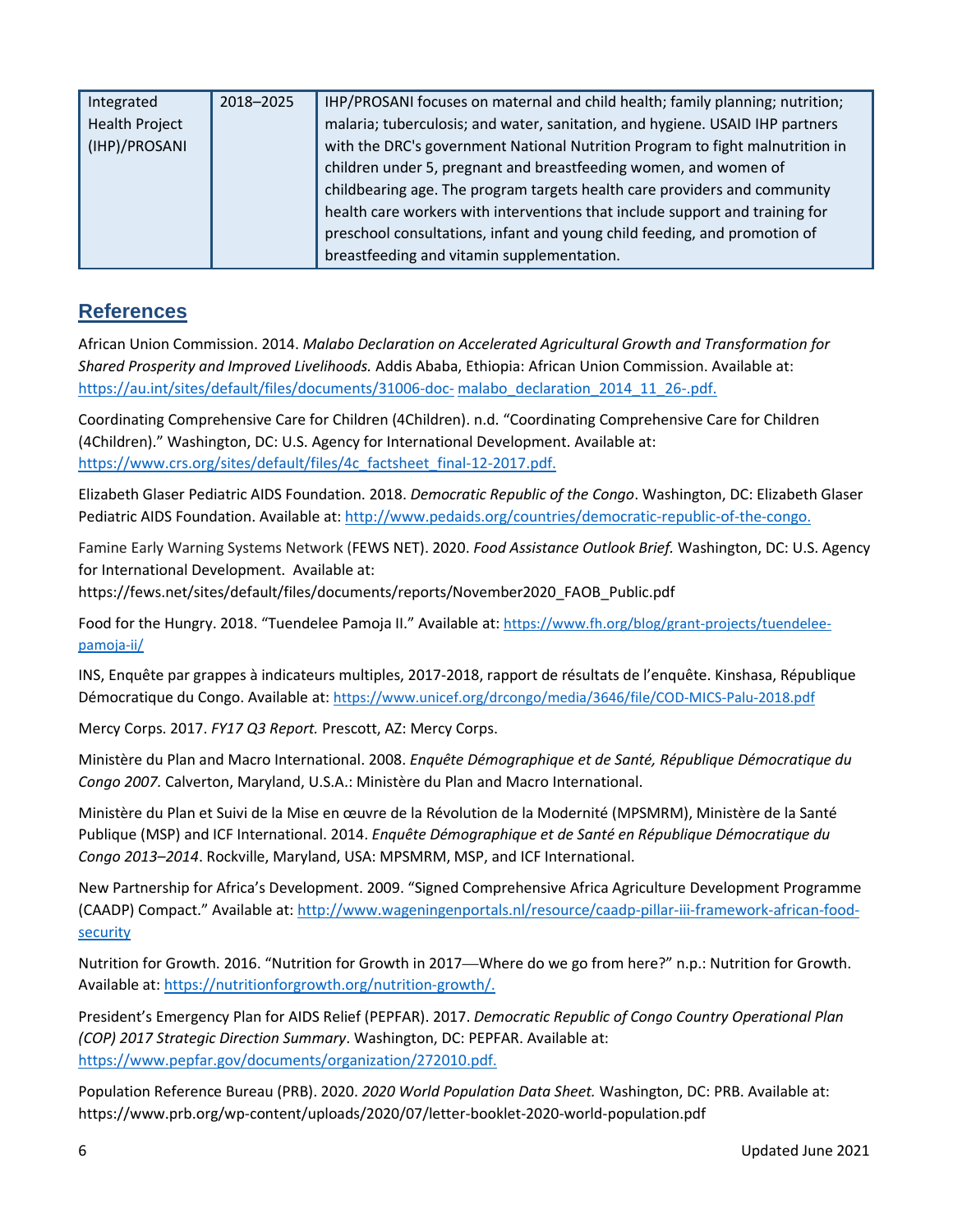| Integrated Health Project (IHP)/PROSANI | 2018–2025 | IHP/PROSANI focuses on maternal and child health; family planning; nutrition; malaria; tuberculosis; and water, sanitation, and hygiene. USAID IHP partners with the DRC's government National Nutrition Program to fight malnutrition in children under 5, pregnant and breastfeeding women, and women of childbearing age. The program targets health care providers and community health care workers with interventions that include support and training for preschool consultations, infant and young child feeding, and promotion of breastfeeding and vitamin supplementation. |
|---|---|---|

## References

African Union Commission. 2014. *Malabo Declaration on Accelerated Agricultural Growth and Transformation for Shared Prosperity and Improved Livelihoods.* Addis Ababa, Ethiopia: African Union Commission. Available at: https://au.int/sites/default/files/documents/31006-doc- malabo_declaration_2014_11_26-.pdf.

Coordinating Comprehensive Care for Children (4Children). n.d. "Coordinating Comprehensive Care for Children (4Children)." Washington, DC: U.S. Agency for International Development. Available at: https://www.crs.org/sites/default/files/4c_factsheet_final-12-2017.pdf.

Elizabeth Glaser Pediatric AIDS Foundation. 2018. *Democratic Republic of the Congo*. Washington, DC: Elizabeth Glaser Pediatric AIDS Foundation. Available at: http://www.pedaids.org/countries/democratic-republic-of-the-congo.

Famine Early Warning Systems Network (FEWS NET). 2020. *Food Assistance Outlook Brief.* Washington, DC: U.S. Agency for International Development. Available at: https://fews.net/sites/default/files/documents/reports/November2020_FAOB_Public.pdf

Food for the Hungry. 2018. "Tuendelee Pamoja II." Available at: https://www.fh.org/blog/grant-projects/tuendelee-pamoja-ii/

INS, Enquête par grappes à indicateurs multiples, 2017-2018, rapport de résultats de l'enquête. Kinshasa, République Démocratique du Congo. Available at: https://www.unicef.org/drcongo/media/3646/file/COD-MICS-Palu-2018.pdf

Mercy Corps. 2017. *FY17 Q3 Report.* Prescott, AZ: Mercy Corps.

Ministère du Plan and Macro International. 2008. *Enquête Démographique et de Santé, République Démocratique du Congo 2007.* Calverton, Maryland, U.S.A.: Ministère du Plan and Macro International.

Ministère du Plan et Suivi de la Mise en œuvre de la Révolution de la Modernité (MPSMRM), Ministère de la Santé Publique (MSP) and ICF International. 2014. *Enquête Démographique et de Santé en République Démocratique du Congo 2013–2014*. Rockville, Maryland, USA: MPSMRM, MSP, and ICF International.

New Partnership for Africa's Development. 2009. "Signed Comprehensive Africa Agriculture Development Programme (CAADP) Compact." Available at: http://www.wageningenportals.nl/resource/caadp-pillar-iii-framework-african-food-security

Nutrition for Growth. 2016. "Nutrition for Growth in 2017—Where do we go from here?" n.p.: Nutrition for Growth. Available at: https://nutritionforgrowth.org/nutrition-growth/.

President's Emergency Plan for AIDS Relief (PEPFAR). 2017. *Democratic Republic of Congo Country Operational Plan (COP) 2017 Strategic Direction Summary*. Washington, DC: PEPFAR. Available at: https://www.pepfar.gov/documents/organization/272010.pdf.

Population Reference Bureau (PRB). 2020. *2020 World Population Data Sheet.* Washington, DC: PRB. Available at: https://www.prb.org/wp-content/uploads/2020/07/letter-booklet-2020-world-population.pdf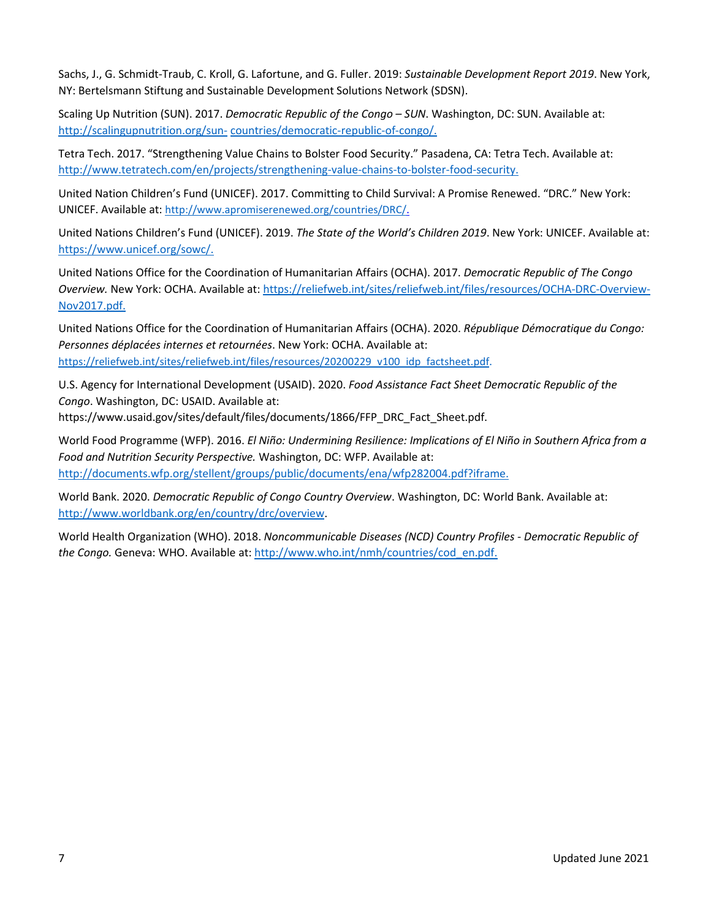Sachs, J., G. Schmidt-Traub, C. Kroll, G. Lafortune, and G. Fuller. 2019: *Sustainable Development Report 2019*. New York, NY: Bertelsmann Stiftung and Sustainable Development Solutions Network (SDSN).

Scaling Up Nutrition (SUN). 2017. *Democratic Republic of the Congo – SUN*. Washington, DC: SUN. Available at: http://scalingupnutrition.org/sun- countries/democratic-republic-of-congo/.

Tetra Tech. 2017. "Strengthening Value Chains to Bolster Food Security." Pasadena, CA: Tetra Tech. Available at: http://www.tetratech.com/en/projects/strengthening-value-chains-to-bolster-food-security.

United Nation Children's Fund (UNICEF). 2017. Committing to Child Survival: A Promise Renewed. "DRC." New York: UNICEF. Available at: http://www.apromiserenewed.org/countries/DRC/.

United Nations Children's Fund (UNICEF). 2019. *The State of the World's Children 2019*. New York: UNICEF. Available at: https://www.unicef.org/sowc/.

United Nations Office for the Coordination of Humanitarian Affairs (OCHA). 2017. *Democratic Republic of The Congo Overview.* New York: OCHA. Available at: https://reliefweb.int/sites/reliefweb.int/files/resources/OCHA-DRC-Overview-Nov2017.pdf.

United Nations Office for the Coordination of Humanitarian Affairs (OCHA). 2020. *République Démocratique du Congo: Personnes déplacées internes et retournées*. New York: OCHA. Available at: https://reliefweb.int/sites/reliefweb.int/files/resources/20200229_v100_idp_factsheet.pdf.

U.S. Agency for International Development (USAID). 2020. *Food Assistance Fact Sheet Democratic Republic of the Congo*. Washington, DC: USAID. Available at: https://www.usaid.gov/sites/default/files/documents/1866/FFP_DRC_Fact_Sheet.pdf.

World Food Programme (WFP). 2016. *El Niño: Undermining Resilience: Implications of El Niño in Southern Africa from a Food and Nutrition Security Perspective.* Washington, DC: WFP. Available at: http://documents.wfp.org/stellent/groups/public/documents/ena/wfp282004.pdf?iframe.

World Bank. 2020. *Democratic Republic of Congo Country Overview*. Washington, DC: World Bank. Available at: http://www.worldbank.org/en/country/drc/overview.

World Health Organization (WHO). 2018. *Noncommunicable Diseases (NCD) Country Profiles - Democratic Republic of the Congo.* Geneva: WHO. Available at: http://www.who.int/nmh/countries/cod_en.pdf.